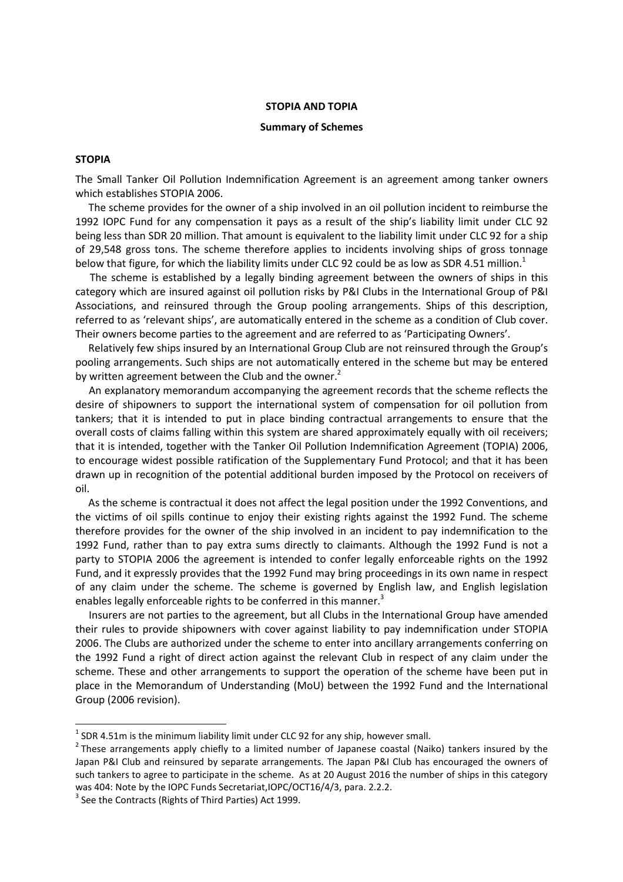# STOPIA AND TOPIA

## Summary of Schemes

### STOPIA

The Small Tanker Oil Pollution Indemnification Agreement is an agreement among tanker owners which establishes STOPIA 2006.

The scheme provides for the owner of a ship involved in an oil pollution incident to reimburse the 1992 IOPC Fund for any compensation it pays as a result of the ship's liability limit under CLC 92 being less than SDR 20 million. That amount is equivalent to the liability limit under CLC 92 for a ship of 29,548 gross tons. The scheme therefore applies to incidents involving ships of gross tonnage below that figure, for which the liability limits under CLC 92 could be as low as SDR 4.51 million.[1]

The scheme is established by a legally binding agreement between the owners of ships in this category which are insured against oil pollution risks by P&I Clubs in the International Group of P&I Associations, and reinsured through the Group pooling arrangements. Ships of this description, referred to as 'relevant ships', are automatically entered in the scheme as a condition of Club cover. Their owners become parties to the agreement and are referred to as 'Participating Owners'.

Relatively few ships insured by an International Group Club are not reinsured through the Group's pooling arrangements. Such ships are not automatically entered in the scheme but may be entered by written agreement between the Club and the owner.[2]

An explanatory memorandum accompanying the agreement records that the scheme reflects the desire of shipowners to support the international system of compensation for oil pollution from tankers; that it is intended to put in place binding contractual arrangements to ensure that the overall costs of claims falling within this system are shared approximately equally with oil receivers; that it is intended, together with the Tanker Oil Pollution Indemnification Agreement (TOPIA) 2006, to encourage widest possible ratification of the Supplementary Fund Protocol; and that it has been drawn up in recognition of the potential additional burden imposed by the Protocol on receivers of oil.

As the scheme is contractual it does not affect the legal position under the 1992 Conventions, and the victims of oil spills continue to enjoy their existing rights against the 1992 Fund. The scheme therefore provides for the owner of the ship involved in an incident to pay indemnification to the 1992 Fund, rather than to pay extra sums directly to claimants. Although the 1992 Fund is not a party to STOPIA 2006 the agreement is intended to confer legally enforceable rights on the 1992 Fund, and it expressly provides that the 1992 Fund may bring proceedings in its own name in respect of any claim under the scheme. The scheme is governed by English law, and English legislation enables legally enforceable rights to be conferred in this manner.[3]

Insurers are not parties to the agreement, but all Clubs in the International Group have amended their rules to provide shipowners with cover against liability to pay indemnification under STOPIA 2006. The Clubs are authorized under the scheme to enter into ancillary arrangements conferring on the 1992 Fund a right of direct action against the relevant Club in respect of any claim under the scheme. These and other arrangements to support the operation of the scheme have been put in place in the Memorandum of Understanding (MoU) between the 1992 Fund and the International Group (2006 revision).

---

[1] SDR 4.51m is the minimum liability limit under CLC 92 for any ship, however small.

[2] These arrangements apply chiefly to a limited number of Japanese coastal (Naiko) tankers insured by the Japan P&I Club and reinsured by separate arrangements. The Japan P&I Club has encouraged the owners of such tankers to agree to participate in the scheme. As at 20 August 2016 the number of ships in this category was 404: Note by the IOPC Funds Secretariat,IOPC/OCT16/4/3, para. 2.2.2.

[3] See the Contracts (Rights of Third Parties) Act 1999.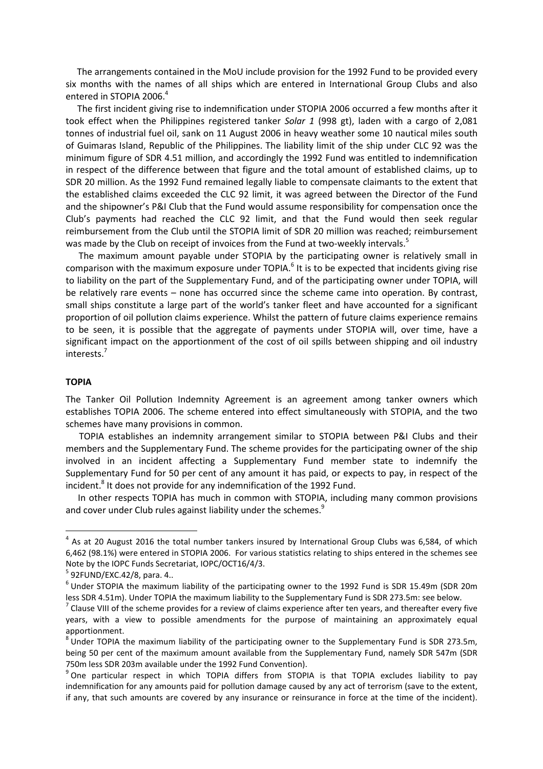The arrangements contained in the MoU include provision for the 1992 Fund to be provided every six months with the names of all ships which are entered in International Group Clubs and also entered in STOPIA 2006.[4]

The first incident giving rise to indemnification under STOPIA 2006 occurred a few months after it took effect when the Philippines registered tanker *Solar 1* (998 gt), laden with a cargo of 2,081 tonnes of industrial fuel oil, sank on 11 August 2006 in heavy weather some 10 nautical miles south of Guimaras Island, Republic of the Philippines. The liability limit of the ship under CLC 92 was the minimum figure of SDR 4.51 million, and accordingly the 1992 Fund was entitled to indemnification in respect of the difference between that figure and the total amount of established claims, up to SDR 20 million. As the 1992 Fund remained legally liable to compensate claimants to the extent that the established claims exceeded the CLC 92 limit, it was agreed between the Director of the Fund and the shipowner's P&I Club that the Fund would assume responsibility for compensation once the Club's payments had reached the CLC 92 limit, and that the Fund would then seek regular reimbursement from the Club until the STOPIA limit of SDR 20 million was reached; reimbursement was made by the Club on receipt of invoices from the Fund at two-weekly intervals.[5]

The maximum amount payable under STOPIA by the participating owner is relatively small in comparison with the maximum exposure under TOPIA.[6] It is to be expected that incidents giving rise to liability on the part of the Supplementary Fund, and of the participating owner under TOPIA, will be relatively rare events – none has occurred since the scheme came into operation. By contrast, small ships constitute a large part of the world's tanker fleet and have accounted for a significant proportion of oil pollution claims experience. Whilst the pattern of future claims experience remains to be seen, it is possible that the aggregate of payments under STOPIA will, over time, have a significant impact on the apportionment of the cost of oil spills between shipping and oil industry interests.[7]

**TOPIA**

The Tanker Oil Pollution Indemnity Agreement is an agreement among tanker owners which establishes TOPIA 2006. The scheme entered into effect simultaneously with STOPIA, and the two schemes have many provisions in common.

TOPIA establishes an indemnity arrangement similar to STOPIA between P&I Clubs and their members and the Supplementary Fund. The scheme provides for the participating owner of the ship involved in an incident affecting a Supplementary Fund member state to indemnify the Supplementary Fund for 50 per cent of any amount it has paid, or expects to pay, in respect of the incident.[8] It does not provide for any indemnification of the 1992 Fund.

In other respects TOPIA has much in common with STOPIA, including many common provisions and cover under Club rules against liability under the schemes.[9]

---

[4] As at 20 August 2016 the total number tankers insured by International Group Clubs was 6,584, of which 6,462 (98.1%) were entered in STOPIA 2006. For various statistics relating to ships entered in the schemes see Note by the IOPC Funds Secretariat, IOPC/OCT16/4/3.

[5] 92FUND/EXC.42/8, para. 4..

[6] Under STOPIA the maximum liability of the participating owner to the 1992 Fund is SDR 15.49m (SDR 20m less SDR 4.51m). Under TOPIA the maximum liability to the Supplementary Fund is SDR 273.5m: see below.

[7] Clause VIII of the scheme provides for a review of claims experience after ten years, and thereafter every five years, with a view to possible amendments for the purpose of maintaining an approximately equal apportionment.

[8] Under TOPIA the maximum liability of the participating owner to the Supplementary Fund is SDR 273.5m, being 50 per cent of the maximum amount available from the Supplementary Fund, namely SDR 547m (SDR 750m less SDR 203m available under the 1992 Fund Convention).

[9] One particular respect in which TOPIA differs from STOPIA is that TOPIA excludes liability to pay indemnification for any amounts paid for pollution damage caused by any act of terrorism (save to the extent, if any, that such amounts are covered by any insurance or reinsurance in force at the time of the incident).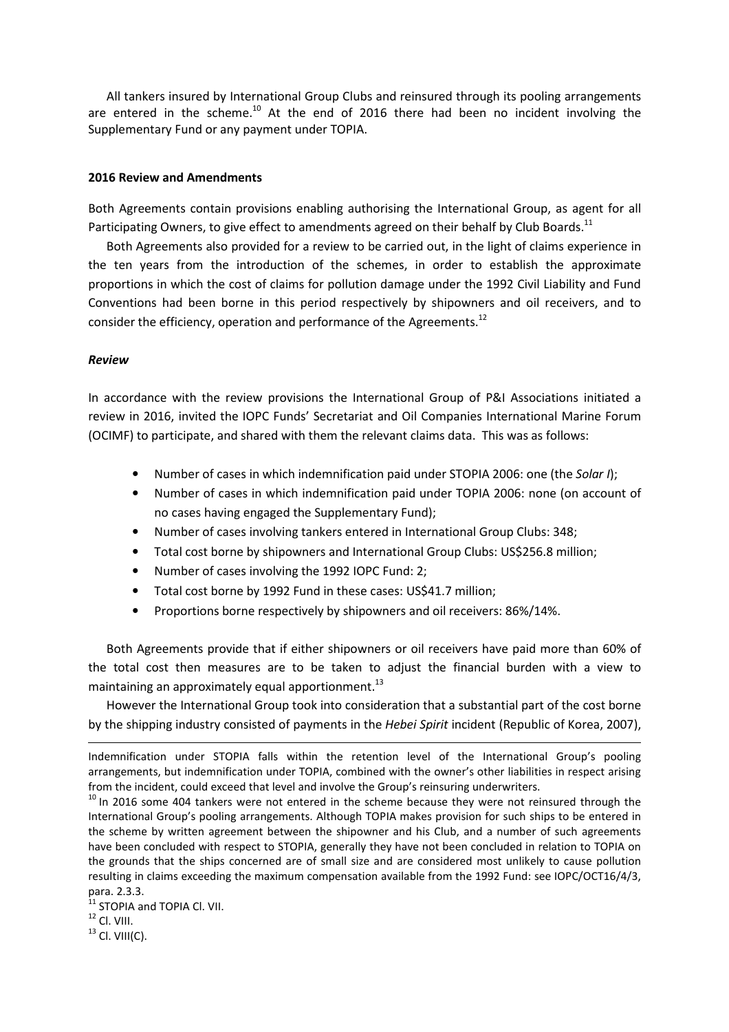All tankers insured by International Group Clubs and reinsured through its pooling arrangements are entered in the scheme.[10] At the end of 2016 there had been no incident involving the Supplementary Fund or any payment under TOPIA.

**2016 Review and Amendments**

Both Agreements contain provisions enabling authorising the International Group, as agent for all Participating Owners, to give effect to amendments agreed on their behalf by Club Boards.[11]

Both Agreements also provided for a review to be carried out, in the light of claims experience in the ten years from the introduction of the schemes, in order to establish the approximate proportions in which the cost of claims for pollution damage under the 1992 Civil Liability and Fund Conventions had been borne in this period respectively by shipowners and oil receivers, and to consider the efficiency, operation and performance of the Agreements.[12]

***Review***

In accordance with the review provisions the International Group of P&I Associations initiated a review in 2016, invited the IOPC Funds' Secretariat and Oil Companies International Marine Forum (OCIMF) to participate, and shared with them the relevant claims data. This was as follows:

- Number of cases in which indemnification paid under STOPIA 2006: one (the *Solar I*);
- Number of cases in which indemnification paid under TOPIA 2006: none (on account of no cases having engaged the Supplementary Fund);
- Number of cases involving tankers entered in International Group Clubs: 348;
- Total cost borne by shipowners and International Group Clubs: US$256.8 million;
- Number of cases involving the 1992 IOPC Fund: 2;
- Total cost borne by 1992 Fund in these cases: US$41.7 million;
- Proportions borne respectively by shipowners and oil receivers: 86%/14%.

Both Agreements provide that if either shipowners or oil receivers have paid more than 60% of the total cost then measures are to be taken to adjust the financial burden with a view to maintaining an approximately equal apportionment.[13]

However the International Group took into consideration that a substantial part of the cost borne by the shipping industry consisted of payments in the *Hebei Spirit* incident (Republic of Korea, 2007),

---

Indemnification under STOPIA falls within the retention level of the International Group's pooling arrangements, but indemnification under TOPIA, combined with the owner's other liabilities in respect arising from the incident, could exceed that level and involve the Group's reinsuring underwriters.

[10] In 2016 some 404 tankers were not entered in the scheme because they were not reinsured through the International Group's pooling arrangements. Although TOPIA makes provision for such ships to be entered in the scheme by written agreement between the shipowner and his Club, and a number of such agreements have been concluded with respect to STOPIA, generally they have not been concluded in relation to TOPIA on the grounds that the ships concerned are of small size and are considered most unlikely to cause pollution resulting in claims exceeding the maximum compensation available from the 1992 Fund: see IOPC/OCT16/4/3, para. 2.3.3.

[11] STOPIA and TOPIA Cl. VII.

[12] Cl. VIII.

[13] Cl. VIII(C).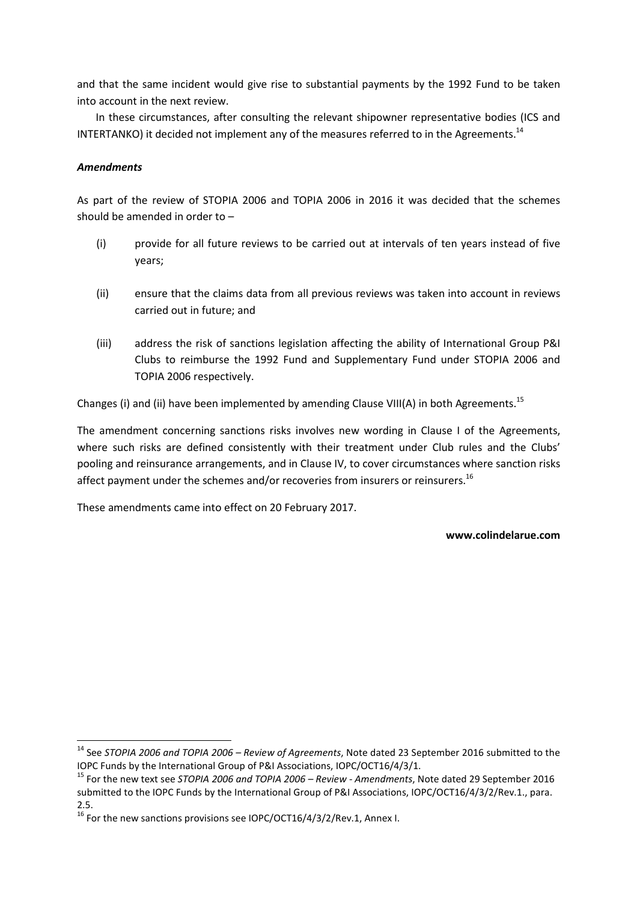and that the same incident would give rise to substantial payments by the 1992 Fund to be taken into account in the next review.

In these circumstances, after consulting the relevant shipowner representative bodies (ICS and INTERTANKO) it decided not implement any of the measures referred to in the Agreements.[14]

### *Amendments*

As part of the review of STOPIA 2006 and TOPIA 2006 in 2016 it was decided that the schemes should be amended in order to –

(i) provide for all future reviews to be carried out at intervals of ten years instead of five years;

(ii) ensure that the claims data from all previous reviews was taken into account in reviews carried out in future; and

(iii) address the risk of sanctions legislation affecting the ability of International Group P&I Clubs to reimburse the 1992 Fund and Supplementary Fund under STOPIA 2006 and TOPIA 2006 respectively.

Changes (i) and (ii) have been implemented by amending Clause VIII(A) in both Agreements.[15]

The amendment concerning sanctions risks involves new wording in Clause I of the Agreements, where such risks are defined consistently with their treatment under Club rules and the Clubs' pooling and reinsurance arrangements, and in Clause IV, to cover circumstances where sanction risks affect payment under the schemes and/or recoveries from insurers or reinsurers.[16]

These amendments came into effect on 20 February 2017.

**www.colindelarue.com**

---

[14] See *STOPIA 2006 and TOPIA 2006 – Review of Agreements*, Note dated 23 September 2016 submitted to the IOPC Funds by the International Group of P&I Associations, IOPC/OCT16/4/3/1.

[15] For the new text see *STOPIA 2006 and TOPIA 2006 – Review - Amendments*, Note dated 29 September 2016 submitted to the IOPC Funds by the International Group of P&I Associations, IOPC/OCT16/4/3/2/Rev.1., para. 2.5.

[16] For the new sanctions provisions see IOPC/OCT16/4/3/2/Rev.1, Annex I.